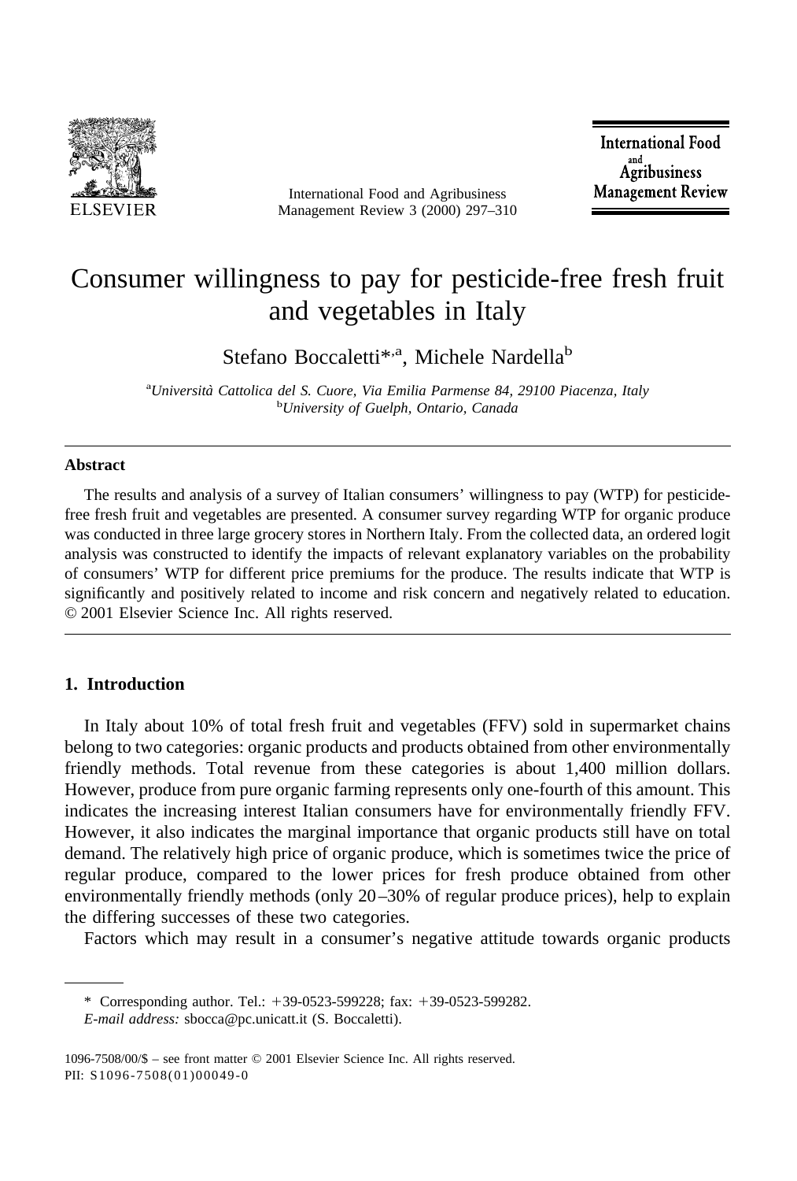# Consumer willingness to pay for pesticide-free fresh fruit and vegetables in Italy

Stefano Boccaletti*[,a], Michele Nardella[b]

[a]*Università Cattolica del S. Cuore, Via Emilia Parmense 84, 29100 Piacenza, Italy*
[b]*University of Guelph, Ontario, Canada*

### Abstract

The results and analysis of a survey of Italian consumers' willingness to pay (WTP) for pesticide-free fresh fruit and vegetables are presented. A consumer survey regarding WTP for organic produce was conducted in three large grocery stores in Northern Italy. From the collected data, an ordered logit analysis was constructed to identify the impacts of relevant explanatory variables on the probability of consumers' WTP for different price premiums for the produce. The results indicate that WTP is significantly and positively related to income and risk concern and negatively related to education. © 2001 Elsevier Science Inc. All rights reserved.

## 1. Introduction

In Italy about 10% of total fresh fruit and vegetables (FFV) sold in supermarket chains belong to two categories: organic products and products obtained from other environmentally friendly methods. Total revenue from these categories is about 1,400 million dollars. However, produce from pure organic farming represents only one-fourth of this amount. This indicates the increasing interest Italian consumers have for environmentally friendly FFV. However, it also indicates the marginal importance that organic products still have on total demand. The relatively high price of organic produce, which is sometimes twice the price of regular produce, compared to the lower prices for fresh produce obtained from other environmentally friendly methods (only 20–30% of regular produce prices), help to explain the differing successes of these two categories.

Factors which may result in a consumer's negative attitude towards organic products

---

\* Corresponding author. Tel.: +39-0523-599228; fax: +39-0523-599282.
*E-mail address:* sbocca@pc.unicatt.it (S. Boccaletti).

1096-7508/00/$ – see front matter © 2001 Elsevier Science Inc. All rights reserved.
PII: S1096-7508(01)00049-0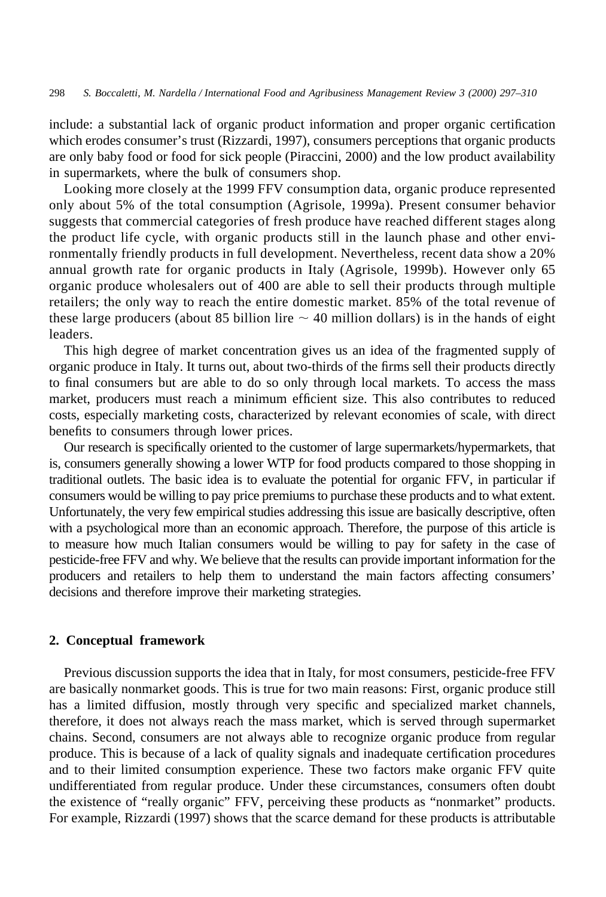include: a substantial lack of organic product information and proper organic certification which erodes consumer's trust (Rizzardi, 1997), consumers perceptions that organic products are only baby food or food for sick people (Piraccini, 2000) and the low product availability in supermarkets, where the bulk of consumers shop.

Looking more closely at the 1999 FFV consumption data, organic produce represented only about 5% of the total consumption (Agrisole, 1999a). Present consumer behavior suggests that commercial categories of fresh produce have reached different stages along the product life cycle, with organic products still in the launch phase and other environmentally friendly products in full development. Nevertheless, recent data show a 20% annual growth rate for organic products in Italy (Agrisole, 1999b). However only 65 organic produce wholesalers out of 400 are able to sell their products through multiple retailers; the only way to reach the entire domestic market. 85% of the total revenue of these large producers (about 85 billion lire ~ 40 million dollars) is in the hands of eight leaders.

This high degree of market concentration gives us an idea of the fragmented supply of organic produce in Italy. It turns out, about two-thirds of the firms sell their products directly to final consumers but are able to do so only through local markets. To access the mass market, producers must reach a minimum efficient size. This also contributes to reduced costs, especially marketing costs, characterized by relevant economies of scale, with direct benefits to consumers through lower prices.

Our research is specifically oriented to the customer of large supermarkets/hypermarkets, that is, consumers generally showing a lower WTP for food products compared to those shopping in traditional outlets. The basic idea is to evaluate the potential for organic FFV, in particular if consumers would be willing to pay price premiums to purchase these products and to what extent. Unfortunately, the very few empirical studies addressing this issue are basically descriptive, often with a psychological more than an economic approach. Therefore, the purpose of this article is to measure how much Italian consumers would be willing to pay for safety in the case of pesticide-free FFV and why. We believe that the results can provide important information for the producers and retailers to help them to understand the main factors affecting consumers' decisions and therefore improve their marketing strategies.

## 2. Conceptual framework

Previous discussion supports the idea that in Italy, for most consumers, pesticide-free FFV are basically nonmarket goods. This is true for two main reasons: First, organic produce still has a limited diffusion, mostly through very specific and specialized market channels, therefore, it does not always reach the mass market, which is served through supermarket chains. Second, consumers are not always able to recognize organic produce from regular produce. This is because of a lack of quality signals and inadequate certification procedures and to their limited consumption experience. These two factors make organic FFV quite undifferentiated from regular produce. Under these circumstances, consumers often doubt the existence of "really organic" FFV, perceiving these products as "nonmarket" products. For example, Rizzardi (1997) shows that the scarce demand for these products is attributable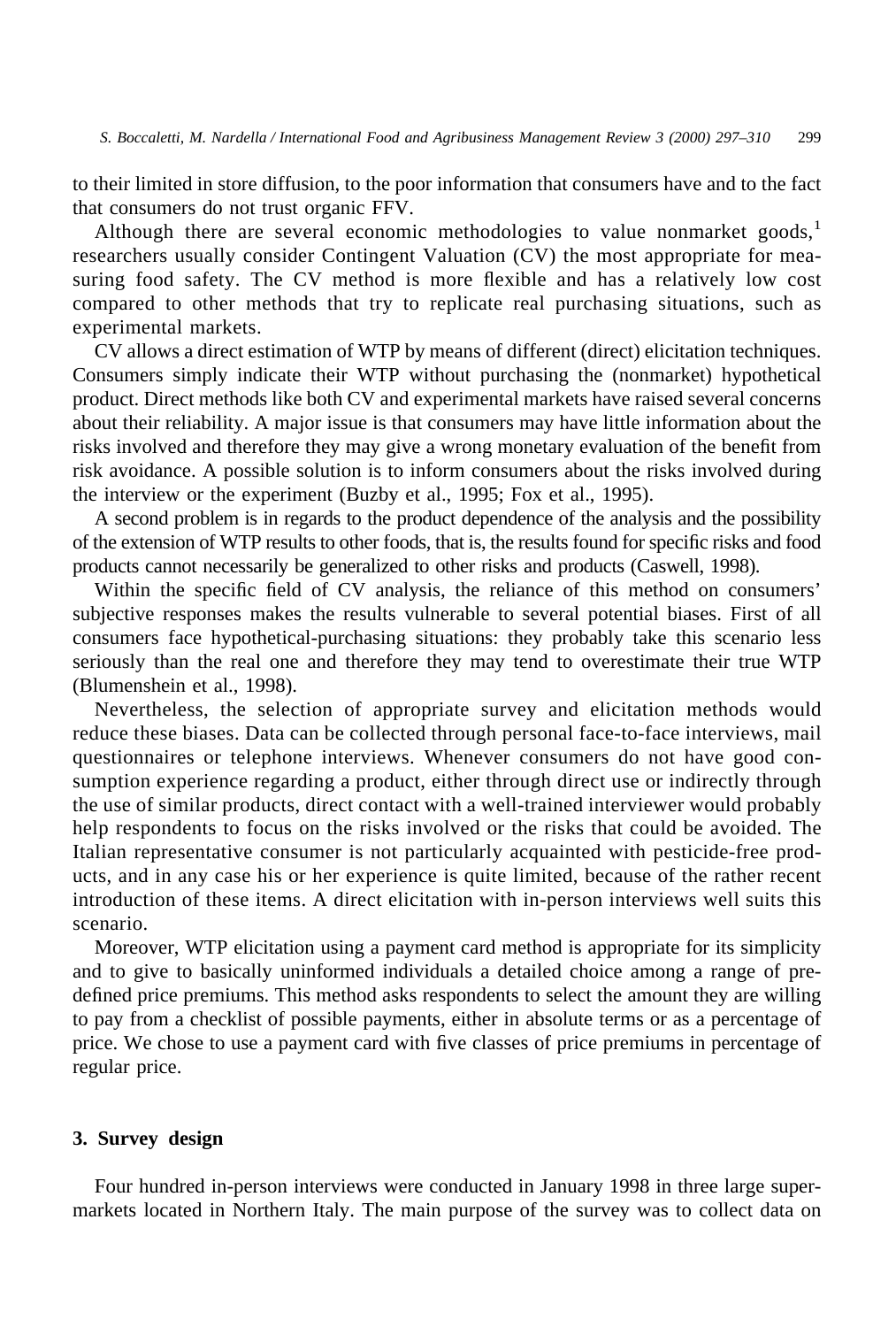to their limited in store diffusion, to the poor information that consumers have and to the fact that consumers do not trust organic FFV.

Although there are several economic methodologies to value nonmarket goods,[1] researchers usually consider Contingent Valuation (CV) the most appropriate for measuring food safety. The CV method is more flexible and has a relatively low cost compared to other methods that try to replicate real purchasing situations, such as experimental markets.

CV allows a direct estimation of WTP by means of different (direct) elicitation techniques. Consumers simply indicate their WTP without purchasing the (nonmarket) hypothetical product. Direct methods like both CV and experimental markets have raised several concerns about their reliability. A major issue is that consumers may have little information about the risks involved and therefore they may give a wrong monetary evaluation of the benefit from risk avoidance. A possible solution is to inform consumers about the risks involved during the interview or the experiment (Buzby et al., 1995; Fox et al., 1995).

A second problem is in regards to the product dependence of the analysis and the possibility of the extension of WTP results to other foods, that is, the results found for specific risks and food products cannot necessarily be generalized to other risks and products (Caswell, 1998).

Within the specific field of CV analysis, the reliance of this method on consumers' subjective responses makes the results vulnerable to several potential biases. First of all consumers face hypothetical-purchasing situations: they probably take this scenario less seriously than the real one and therefore they may tend to overestimate their true WTP (Blumenshein et al., 1998).

Nevertheless, the selection of appropriate survey and elicitation methods would reduce these biases. Data can be collected through personal face-to-face interviews, mail questionnaires or telephone interviews. Whenever consumers do not have good consumption experience regarding a product, either through direct use or indirectly through the use of similar products, direct contact with a well-trained interviewer would probably help respondents to focus on the risks involved or the risks that could be avoided. The Italian representative consumer is not particularly acquainted with pesticide-free products, and in any case his or her experience is quite limited, because of the rather recent introduction of these items. A direct elicitation with in-person interviews well suits this scenario.

Moreover, WTP elicitation using a payment card method is appropriate for its simplicity and to give to basically uninformed individuals a detailed choice among a range of predefined price premiums. This method asks respondents to select the amount they are willing to pay from a checklist of possible payments, either in absolute terms or as a percentage of price. We chose to use a payment card with five classes of price premiums in percentage of regular price.

## 3. Survey design

Four hundred in-person interviews were conducted in January 1998 in three large supermarkets located in Northern Italy. The main purpose of the survey was to collect data on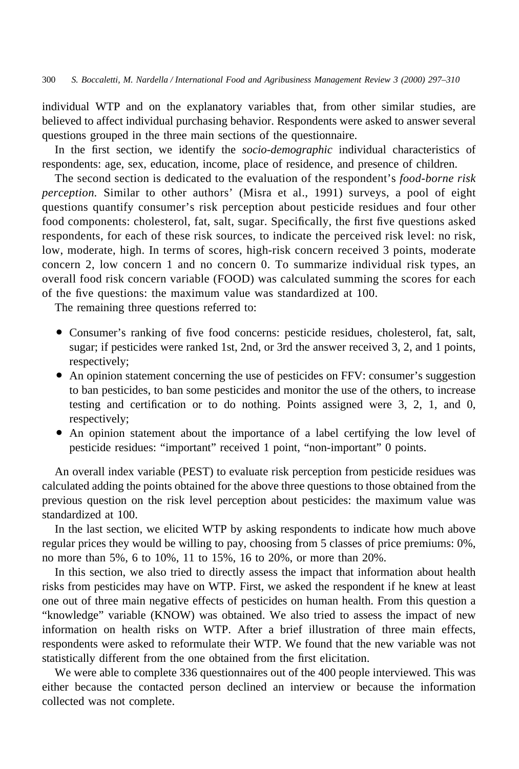individual WTP and on the explanatory variables that, from other similar studies, are believed to affect individual purchasing behavior. Respondents were asked to answer several questions grouped in the three main sections of the questionnaire.

In the first section, we identify the *socio-demographic* individual characteristics of respondents: age, sex, education, income, place of residence, and presence of children.

The second section is dedicated to the evaluation of the respondent's *food-borne risk perception.* Similar to other authors' (Misra et al., 1991) surveys, a pool of eight questions quantify consumer's risk perception about pesticide residues and four other food components: cholesterol, fat, salt, sugar. Specifically, the first five questions asked respondents, for each of these risk sources, to indicate the perceived risk level: no risk, low, moderate, high. In terms of scores, high-risk concern received 3 points, moderate concern 2, low concern 1 and no concern 0. To summarize individual risk types, an overall food risk concern variable (FOOD) was calculated summing the scores for each of the five questions: the maximum value was standardized at 100.

The remaining three questions referred to:

- Consumer's ranking of five food concerns: pesticide residues, cholesterol, fat, salt, sugar; if pesticides were ranked 1st, 2nd, or 3rd the answer received 3, 2, and 1 points, respectively;
- An opinion statement concerning the use of pesticides on FFV: consumer's suggestion to ban pesticides, to ban some pesticides and monitor the use of the others, to increase testing and certification or to do nothing. Points assigned were 3, 2, 1, and 0, respectively;
- An opinion statement about the importance of a label certifying the low level of pesticide residues: "important" received 1 point, "non-important" 0 points.

An overall index variable (PEST) to evaluate risk perception from pesticide residues was calculated adding the points obtained for the above three questions to those obtained from the previous question on the risk level perception about pesticides: the maximum value was standardized at 100.

In the last section, we elicited WTP by asking respondents to indicate how much above regular prices they would be willing to pay, choosing from 5 classes of price premiums: 0%, no more than 5%, 6 to 10%, 11 to 15%, 16 to 20%, or more than 20%.

In this section, we also tried to directly assess the impact that information about health risks from pesticides may have on WTP. First, we asked the respondent if he knew at least one out of three main negative effects of pesticides on human health. From this question a "knowledge" variable (KNOW) was obtained. We also tried to assess the impact of new information on health risks on WTP. After a brief illustration of three main effects, respondents were asked to reformulate their WTP. We found that the new variable was not statistically different from the one obtained from the first elicitation.

We were able to complete 336 questionnaires out of the 400 people interviewed. This was either because the contacted person declined an interview or because the information collected was not complete.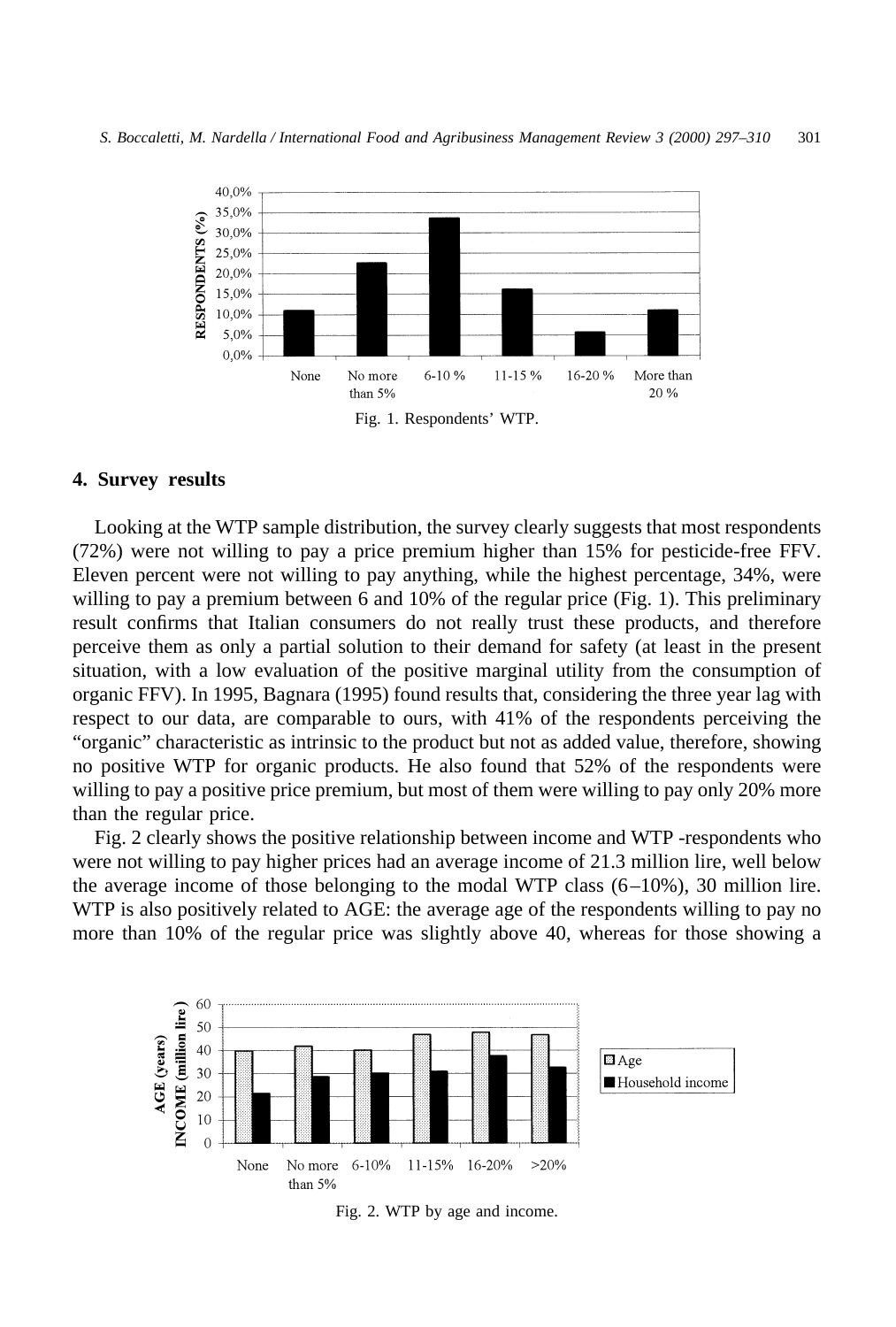Fig. 1. Respondents' WTP.

## 4. Survey results

Looking at the WTP sample distribution, the survey clearly suggests that most respondents (72%) were not willing to pay a price premium higher than 15% for pesticide-free FFV. Eleven percent were not willing to pay anything, while the highest percentage, 34%, were willing to pay a premium between 6 and 10% of the regular price (Fig. 1). This preliminary result confirms that Italian consumers do not really trust these products, and therefore perceive them as only a partial solution to their demand for safety (at least in the present situation, with a low evaluation of the positive marginal utility from the consumption of organic FFV). In 1995, Bagnara (1995) found results that, considering the three year lag with respect to our data, are comparable to ours, with 41% of the respondents perceiving the "organic" characteristic as intrinsic to the product but not as added value, therefore, showing no positive WTP for organic products. He also found that 52% of the respondents were willing to pay a positive price premium, but most of them were willing to pay only 20% more than the regular price.

Fig. 2 clearly shows the positive relationship between income and WTP -respondents who were not willing to pay higher prices had an average income of 21.3 million lire, well below the average income of those belonging to the modal WTP class (6–10%), 30 million lire. WTP is also positively related to AGE: the average age of the respondents willing to pay no more than 10% of the regular price was slightly above 40, whereas for those showing a

Fig. 2. WTP by age and income.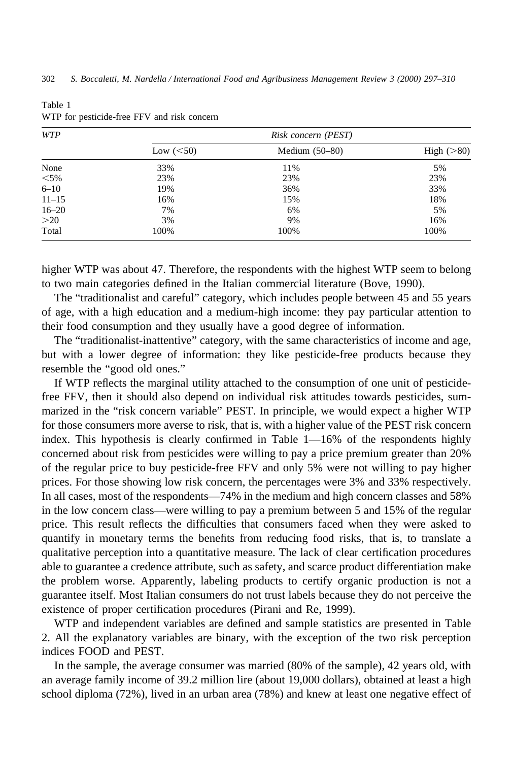Table 1
WTP for pesticide-free FFV and risk concern

| *WTP* | *Risk concern (PEST)* | | |
|---|---|---|---|
| | Low (<50) | Medium (50–80) | High (>80) |
| None | 33% | 11% | 5% |
| <5% | 23% | 23% | 23% |
| 6–10 | 19% | 36% | 33% |
| 11–15 | 16% | 15% | 18% |
| 16–20 | 7% | 6% | 5% |
| >20 | 3% | 9% | 16% |
| Total | 100% | 100% | 100% |

higher WTP was about 47. Therefore, the respondents with the highest WTP seem to belong to two main categories defined in the Italian commercial literature (Bove, 1990).

The "traditionalist and careful" category, which includes people between 45 and 55 years of age, with a high education and a medium-high income: they pay particular attention to their food consumption and they usually have a good degree of information.

The "traditionalist-inattentive" category, with the same characteristics of income and age, but with a lower degree of information: they like pesticide-free products because they resemble the "good old ones."

If WTP reflects the marginal utility attached to the consumption of one unit of pesticide-free FFV, then it should also depend on individual risk attitudes towards pesticides, summarized in the "risk concern variable" PEST. In principle, we would expect a higher WTP for those consumers more averse to risk, that is, with a higher value of the PEST risk concern index. This hypothesis is clearly confirmed in Table 1—16% of the respondents highly concerned about risk from pesticides were willing to pay a price premium greater than 20% of the regular price to buy pesticide-free FFV and only 5% were not willing to pay higher prices. For those showing low risk concern, the percentages were 3% and 33% respectively. In all cases, most of the respondents—74% in the medium and high concern classes and 58% in the low concern class—were willing to pay a premium between 5 and 15% of the regular price. This result reflects the difficulties that consumers faced when they were asked to quantify in monetary terms the benefits from reducing food risks, that is, to translate a qualitative perception into a quantitative measure. The lack of clear certification procedures able to guarantee a credence attribute, such as safety, and scarce product differentiation make the problem worse. Apparently, labeling products to certify organic production is not a guarantee itself. Most Italian consumers do not trust labels because they do not perceive the existence of proper certification procedures (Pirani and Re, 1999).

WTP and independent variables are defined and sample statistics are presented in Table 2. All the explanatory variables are binary, with the exception of the two risk perception indices FOOD and PEST.

In the sample, the average consumer was married (80% of the sample), 42 years old, with an average family income of 39.2 million lire (about 19,000 dollars), obtained at least a high school diploma (72%), lived in an urban area (78%) and knew at least one negative effect of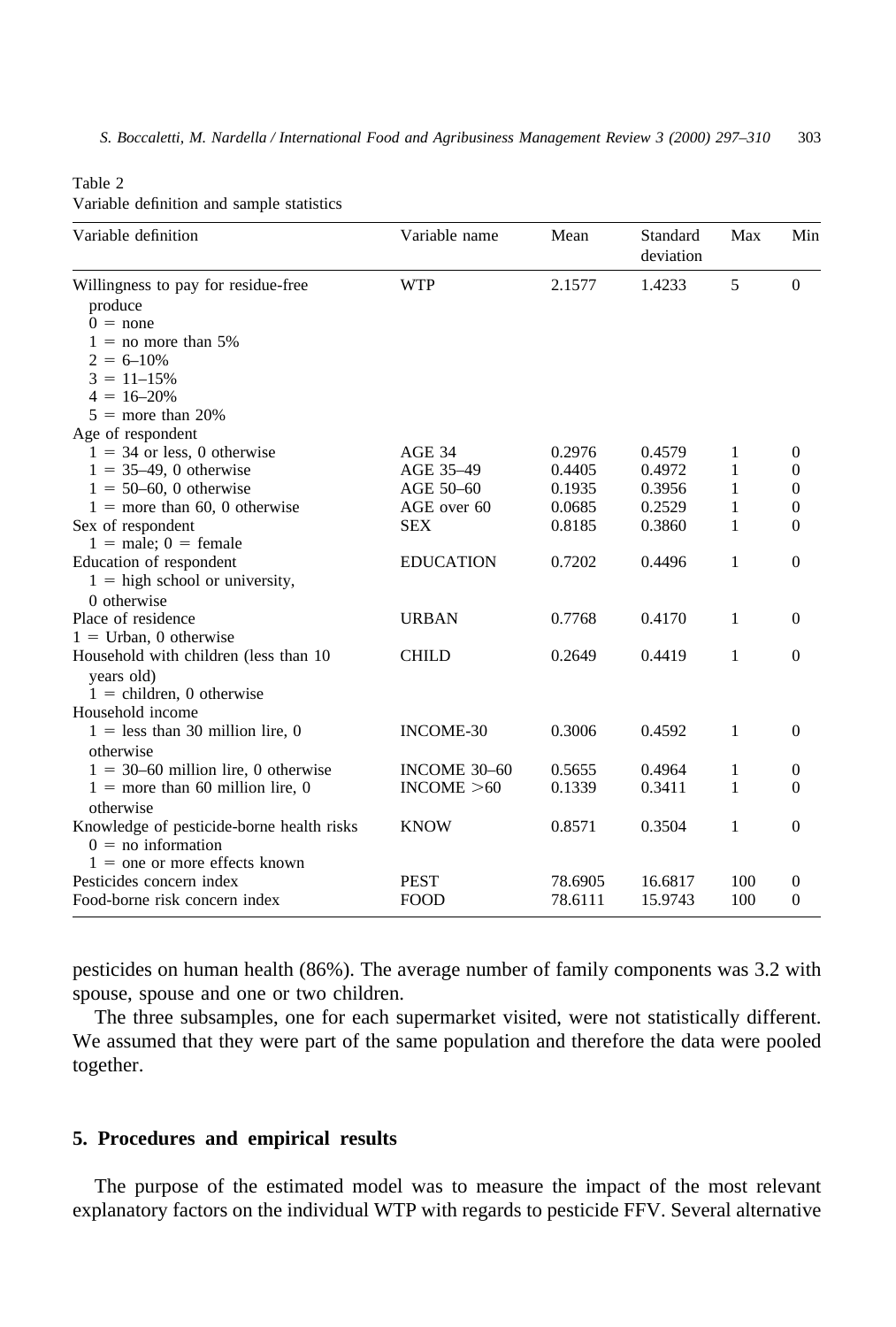Table 2
Variable definition and sample statistics

| Variable definition | Variable name | Mean | Standard deviation | Max | Min |
|---|---|---|---|---|---|
| Willingness to pay for residue-free produce<br>0 = none<br>1 = no more than 5%<br>2 = 6–10%<br>3 = 11–15%<br>4 = 16–20%<br>5 = more than 20% | WTP | 2.1577 | 1.4233 | 5 | 0 |
| Age of respondent | | | | | |
| 1 = 34 or less, 0 otherwise | AGE 34 | 0.2976 | 0.4579 | 1 | 0 |
| 1 = 35–49, 0 otherwise | AGE 35–49 | 0.4405 | 0.4972 | 1 | 0 |
| 1 = 50–60, 0 otherwise | AGE 50–60 | 0.1935 | 0.3956 | 1 | 0 |
| 1 = more than 60, 0 otherwise | AGE over 60 | 0.0685 | 0.2529 | 1 | 0 |
| Sex of respondent<br>1 = male; 0 = female | SEX | 0.8185 | 0.3860 | 1 | 0 |
| Education of respondent<br>1 = high school or university, 0 otherwise | EDUCATION | 0.7202 | 0.4496 | 1 | 0 |
| Place of residence<br>1 = Urban, 0 otherwise | URBAN | 0.7768 | 0.4170 | 1 | 0 |
| Household with children (less than 10 years old)<br>1 = children, 0 otherwise | CHILD | 0.2649 | 0.4419 | 1 | 0 |
| Household income | | | | | |
| 1 = less than 30 million lire, 0 otherwise | INCOME-30 | 0.3006 | 0.4592 | 1 | 0 |
| 1 = 30–60 million lire, 0 otherwise | INCOME 30–60 | 0.5655 | 0.4964 | 1 | 0 |
| 1 = more than 60 million lire, 0 otherwise | INCOME >60 | 0.1339 | 0.3411 | 1 | 0 |
| Knowledge of pesticide-borne health risks<br>0 = no information<br>1 = one or more effects known | KNOW | 0.8571 | 0.3504 | 1 | 0 |
| Pesticides concern index | PEST | 78.6905 | 16.6817 | 100 | 0 |
| Food-borne risk concern index | FOOD | 78.6111 | 15.9743 | 100 | 0 |

pesticides on human health (86%). The average number of family components was 3.2 with spouse, spouse and one or two children.

The three subsamples, one for each supermarket visited, were not statistically different. We assumed that they were part of the same population and therefore the data were pooled together.

## 5. Procedures and empirical results

The purpose of the estimated model was to measure the impact of the most relevant explanatory factors on the individual WTP with regards to pesticide FFV. Several alternative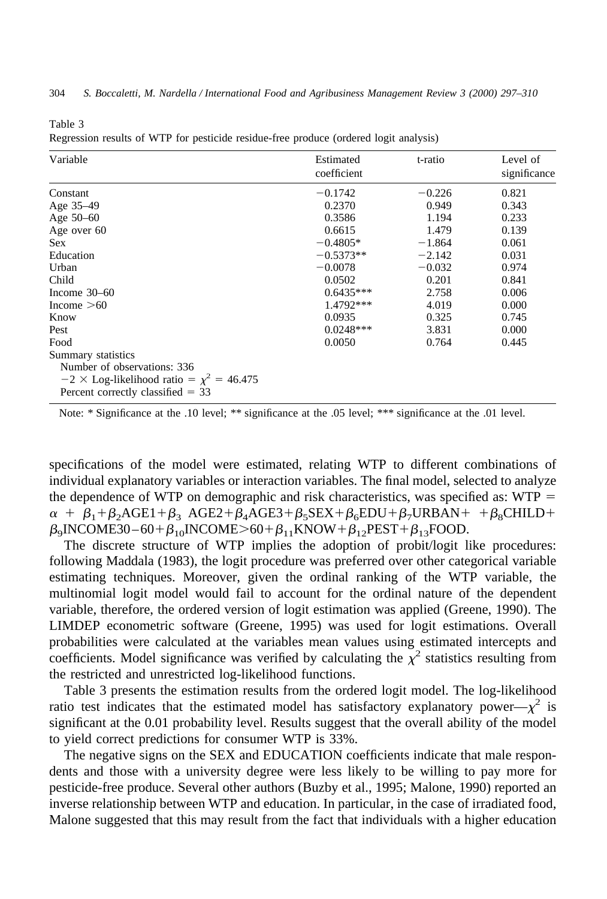Table 3
Regression results of WTP for pesticide residue-free produce (ordered logit analysis)

| Variable | Estimated coefficient | t-ratio | Level of significance |
|---|---|---|---|
| Constant | −0.1742 | −0.226 | 0.821 |
| Age 35–49 | 0.2370 | 0.949 | 0.343 |
| Age 50–60 | 0.3586 | 1.194 | 0.233 |
| Age over 60 | 0.6615 | 1.479 | 0.139 |
| Sex | −0.4805* | −1.864 | 0.061 |
| Education | −0.5373** | −2.142 | 0.031 |
| Urban | −0.0078 | −0.032 | 0.974 |
| Child | 0.0502 | 0.201 | 0.841 |
| Income 30–60 | 0.6435*** | 2.758 | 0.006 |
| Income >60 | 1.4792*** | 4.019 | 0.000 |
| Know | 0.0935 | 0.325 | 0.745 |
| Pest | 0.0248*** | 3.831 | 0.000 |
| Food | 0.0050 | 0.764 | 0.445 |
| Summary statistics | | | |
| Number of observations: 336 | | | |
| $-2 \times$ Log-likelihood ratio $= \chi^2 = 46.475$ | | | |
| Percent correctly classified = 33 | | | |

Note: * Significance at the .10 level; ** significance at the .05 level; *** significance at the .01 level.

specifications of the model were estimated, relating WTP to different combinations of individual explanatory variables or interaction variables. The final model, selected to analyze the dependence of WTP on demographic and risk characteristics, was specified as: WTP $= \alpha + \beta_1 + \beta_2\text{AGE1} + \beta_3\ \text{AGE2} + \beta_4\text{AGE3} + \beta_5\text{SEX} + \beta_6\text{EDU} + \beta_7\text{URBAN} + \ + \beta_8\text{CHILD} + \beta_9\text{INCOME30–60} + \beta_{10}\text{INCOME}{>}60 + \beta_{11}\text{KNOW} + \beta_{12}\text{PEST} + \beta_{13}\text{FOOD}$.

The discrete structure of WTP implies the adoption of probit/logit like procedures: following Maddala (1983), the logit procedure was preferred over other categorical variable estimating techniques. Moreover, given the ordinal ranking of the WTP variable, the multinomial logit model would fail to account for the ordinal nature of the dependent variable, therefore, the ordered version of logit estimation was applied (Greene, 1990). The LIMDEP econometric software (Greene, 1995) was used for logit estimations. Overall probabilities were calculated at the variables mean values using estimated intercepts and coefficients. Model significance was verified by calculating the $\chi^2$ statistics resulting from the restricted and unrestricted log-likelihood functions.

Table 3 presents the estimation results from the ordered logit model. The log-likelihood ratio test indicates that the estimated model has satisfactory explanatory power—$\chi^2$ is significant at the 0.01 probability level. Results suggest that the overall ability of the model to yield correct predictions for consumer WTP is 33%.

The negative signs on the SEX and EDUCATION coefficients indicate that male respondents and those with a university degree were less likely to be willing to pay more for pesticide-free produce. Several other authors (Buzby et al., 1995; Malone, 1990) reported an inverse relationship between WTP and education. In particular, in the case of irradiated food, Malone suggested that this may result from the fact that individuals with a higher education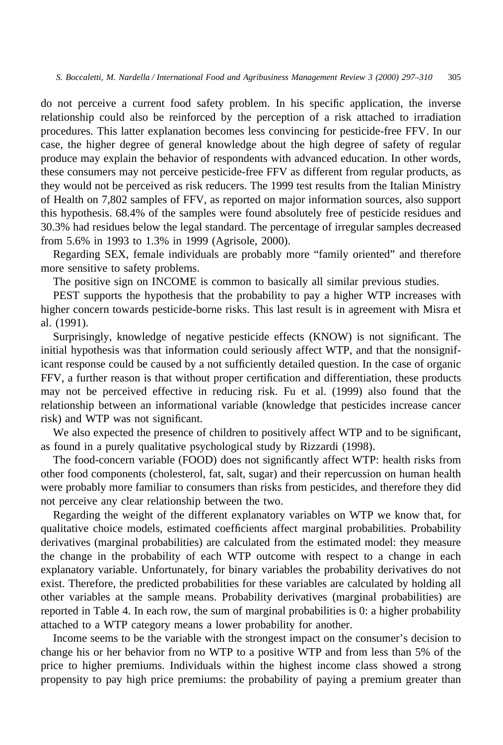do not perceive a current food safety problem. In his specific application, the inverse relationship could also be reinforced by the perception of a risk attached to irradiation procedures. This latter explanation becomes less convincing for pesticide-free FFV. In our case, the higher degree of general knowledge about the high degree of safety of regular produce may explain the behavior of respondents with advanced education. In other words, these consumers may not perceive pesticide-free FFV as different from regular products, as they would not be perceived as risk reducers. The 1999 test results from the Italian Ministry of Health on 7,802 samples of FFV, as reported on major information sources, also support this hypothesis. 68.4% of the samples were found absolutely free of pesticide residues and 30.3% had residues below the legal standard. The percentage of irregular samples decreased from 5.6% in 1993 to 1.3% in 1999 (Agrisole, 2000).

Regarding SEX, female individuals are probably more "family oriented" and therefore more sensitive to safety problems.

The positive sign on INCOME is common to basically all similar previous studies.

PEST supports the hypothesis that the probability to pay a higher WTP increases with higher concern towards pesticide-borne risks. This last result is in agreement with Misra et al. (1991).

Surprisingly, knowledge of negative pesticide effects (KNOW) is not significant. The initial hypothesis was that information could seriously affect WTP, and that the nonsignificant response could be caused by a not sufficiently detailed question. In the case of organic FFV, a further reason is that without proper certification and differentiation, these products may not be perceived effective in reducing risk. Fu et al. (1999) also found that the relationship between an informational variable (knowledge that pesticides increase cancer risk) and WTP was not significant.

We also expected the presence of children to positively affect WTP and to be significant, as found in a purely qualitative psychological study by Rizzardi (1998).

The food-concern variable (FOOD) does not significantly affect WTP: health risks from other food components (cholesterol, fat, salt, sugar) and their repercussion on human health were probably more familiar to consumers than risks from pesticides, and therefore they did not perceive any clear relationship between the two.

Regarding the weight of the different explanatory variables on WTP we know that, for qualitative choice models, estimated coefficients affect marginal probabilities. Probability derivatives (marginal probabilities) are calculated from the estimated model: they measure the change in the probability of each WTP outcome with respect to a change in each explanatory variable. Unfortunately, for binary variables the probability derivatives do not exist. Therefore, the predicted probabilities for these variables are calculated by holding all other variables at the sample means. Probability derivatives (marginal probabilities) are reported in Table 4. In each row, the sum of marginal probabilities is 0: a higher probability attached to a WTP category means a lower probability for another.

Income seems to be the variable with the strongest impact on the consumer's decision to change his or her behavior from no WTP to a positive WTP and from less than 5% of the price to higher premiums. Individuals within the highest income class showed a strong propensity to pay high price premiums: the probability of paying a premium greater than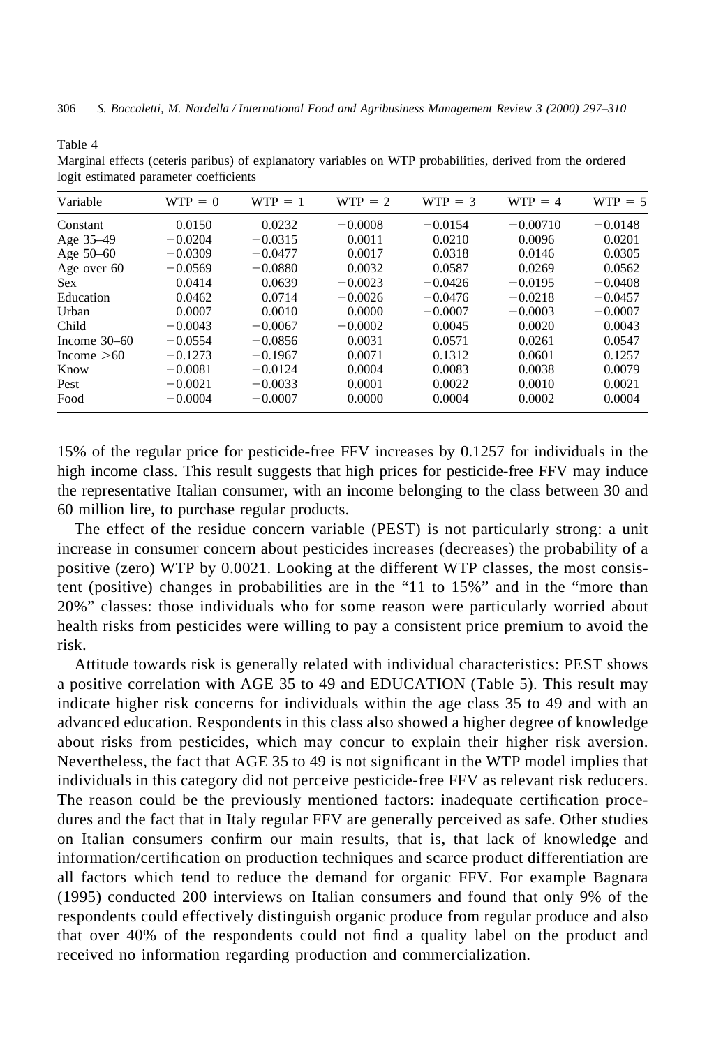Table 4

Marginal effects (ceteris paribus) of explanatory variables on WTP probabilities, derived from the ordered logit estimated parameter coefficients

| Variable | WTP = 0 | WTP = 1 | WTP = 2 | WTP = 3 | WTP = 4 | WTP = 5 |
|---|---|---|---|---|---|---|
| Constant | 0.0150 | 0.0232 | −0.0008 | −0.0154 | −0.00710 | −0.0148 |
| Age 35–49 | −0.0204 | −0.0315 | 0.0011 | 0.0210 | 0.0096 | 0.0201 |
| Age 50–60 | −0.0309 | −0.0477 | 0.0017 | 0.0318 | 0.0146 | 0.0305 |
| Age over 60 | −0.0569 | −0.0880 | 0.0032 | 0.0587 | 0.0269 | 0.0562 |
| Sex | 0.0414 | 0.0639 | −0.0023 | −0.0426 | −0.0195 | −0.0408 |
| Education | 0.0462 | 0.0714 | −0.0026 | −0.0476 | −0.0218 | −0.0457 |
| Urban | 0.0007 | 0.0010 | 0.0000 | −0.0007 | −0.0003 | −0.0007 |
| Child | −0.0043 | −0.0067 | −0.0002 | 0.0045 | 0.0020 | 0.0043 |
| Income 30–60 | −0.0554 | −0.0856 | 0.0031 | 0.0571 | 0.0261 | 0.0547 |
| Income >60 | −0.1273 | −0.1967 | 0.0071 | 0.1312 | 0.0601 | 0.1257 |
| Know | −0.0081 | −0.0124 | 0.0004 | 0.0083 | 0.0038 | 0.0079 |
| Pest | −0.0021 | −0.0033 | 0.0001 | 0.0022 | 0.0010 | 0.0021 |
| Food | −0.0004 | −0.0007 | 0.0000 | 0.0004 | 0.0002 | 0.0004 |

15% of the regular price for pesticide-free FFV increases by 0.1257 for individuals in the high income class. This result suggests that high prices for pesticide-free FFV may induce the representative Italian consumer, with an income belonging to the class between 30 and 60 million lire, to purchase regular products.

The effect of the residue concern variable (PEST) is not particularly strong: a unit increase in consumer concern about pesticides increases (decreases) the probability of a positive (zero) WTP by 0.0021. Looking at the different WTP classes, the most consistent (positive) changes in probabilities are in the "11 to 15%" and in the "more than 20%" classes: those individuals who for some reason were particularly worried about health risks from pesticides were willing to pay a consistent price premium to avoid the risk.

Attitude towards risk is generally related with individual characteristics: PEST shows a positive correlation with AGE 35 to 49 and EDUCATION (Table 5). This result may indicate higher risk concerns for individuals within the age class 35 to 49 and with an advanced education. Respondents in this class also showed a higher degree of knowledge about risks from pesticides, which may concur to explain their higher risk aversion. Nevertheless, the fact that AGE 35 to 49 is not significant in the WTP model implies that individuals in this category did not perceive pesticide-free FFV as relevant risk reducers. The reason could be the previously mentioned factors: inadequate certification procedures and the fact that in Italy regular FFV are generally perceived as safe. Other studies on Italian consumers confirm our main results, that is, that lack of knowledge and information/certification on production techniques and scarce product differentiation are all factors which tend to reduce the demand for organic FFV. For example Bagnara (1995) conducted 200 interviews on Italian consumers and found that only 9% of the respondents could effectively distinguish organic produce from regular produce and also that over 40% of the respondents could not find a quality label on the product and received no information regarding production and commercialization.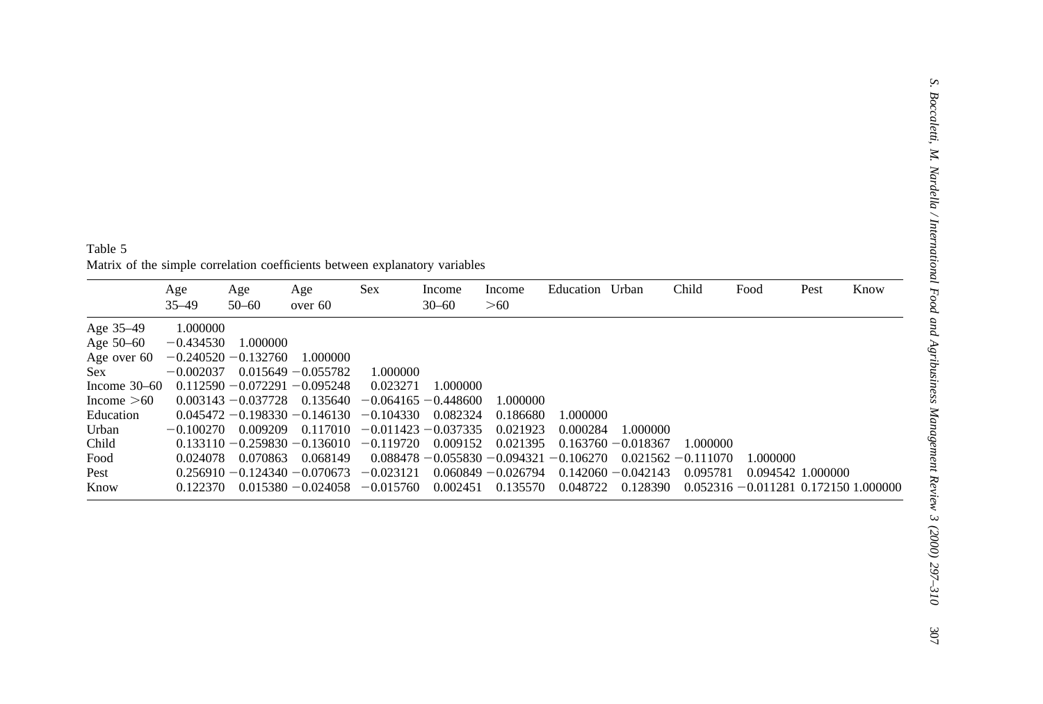Table 5
Matrix of the simple correlation coefficients between explanatory variables

| | Age 35–49 | Age 50–60 | Age over 60 | Sex | Income 30–60 | Income >60 | Education | Urban | Child | Food | Pest | Know |
|---|---|---|---|---|---|---|---|---|---|---|---|---|
| Age 35–49 | 1.000000 | | | | | | | | | | | |
| Age 50–60 | −0.434530 | 1.000000 | | | | | | | | | | |
| Age over 60 | −0.240520 | −0.132760 | 1.000000 | | | | | | | | | |
| Sex | −0.002037 | 0.015649 | −0.055782 | 1.000000 | | | | | | | | |
| Income 30–60 | 0.112590 | −0.072291 | −0.095248 | 0.023271 | 1.000000 | | | | | | | |
| Income >60 | 0.003143 | −0.037728 | 0.135640 | −0.064165 | −0.448600 | 1.000000 | | | | | | |
| Education | 0.045472 | −0.198330 | −0.146130 | −0.104330 | 0.082324 | 0.186680 | 1.000000 | | | | | |
| Urban | −0.100270 | 0.009209 | 0.117010 | −0.011423 | −0.037335 | 0.021923 | 0.000284 | 1.000000 | | | | |
| Child | 0.133110 | −0.259830 | −0.136010 | −0.119720 | 0.009152 | 0.021395 | 0.163760 | −0.018367 | 1.000000 | | | |
| Food | 0.024078 | 0.070863 | 0.068149 | 0.088478 | −0.055830 | −0.094321 | −0.106270 | 0.021562 | −0.111070 | 1.000000 | | |
| Pest | 0.256910 | −0.124340 | −0.070673 | −0.023121 | 0.060849 | −0.026794 | 0.142060 | −0.042143 | 0.095781 | 0.094542 | 1.000000 | |
| Know | 0.122370 | 0.015380 | −0.024058 | −0.015760 | 0.002451 | 0.135570 | 0.048722 | 0.128390 | 0.052316 | −0.011281 | 0.172150 | 1.000000 |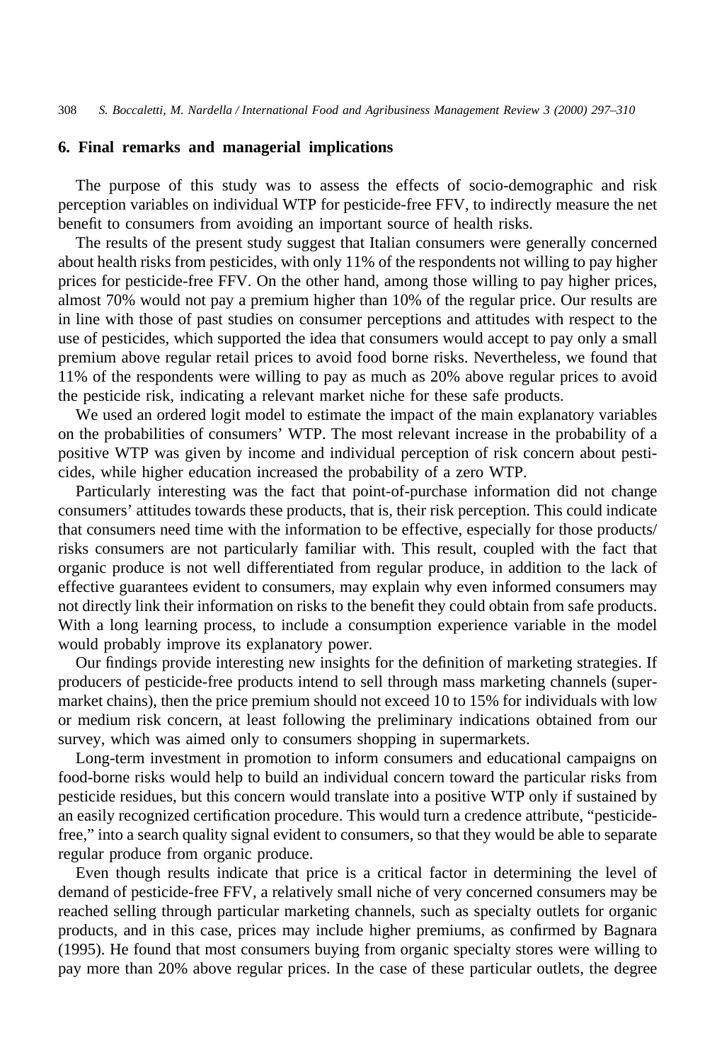## 6. Final remarks and managerial implications

The purpose of this study was to assess the effects of socio-demographic and risk perception variables on individual WTP for pesticide-free FFV, to indirectly measure the net benefit to consumers from avoiding an important source of health risks.

The results of the present study suggest that Italian consumers were generally concerned about health risks from pesticides, with only 11% of the respondents not willing to pay higher prices for pesticide-free FFV. On the other hand, among those willing to pay higher prices, almost 70% would not pay a premium higher than 10% of the regular price. Our results are in line with those of past studies on consumer perceptions and attitudes with respect to the use of pesticides, which supported the idea that consumers would accept to pay only a small premium above regular retail prices to avoid food borne risks. Nevertheless, we found that 11% of the respondents were willing to pay as much as 20% above regular prices to avoid the pesticide risk, indicating a relevant market niche for these safe products.

We used an ordered logit model to estimate the impact of the main explanatory variables on the probabilities of consumers' WTP. The most relevant increase in the probability of a positive WTP was given by income and individual perception of risk concern about pesticides, while higher education increased the probability of a zero WTP.

Particularly interesting was the fact that point-of-purchase information did not change consumers' attitudes towards these products, that is, their risk perception. This could indicate that consumers need time with the information to be effective, especially for those products/risks consumers are not particularly familiar with. This result, coupled with the fact that organic produce is not well differentiated from regular produce, in addition to the lack of effective guarantees evident to consumers, may explain why even informed consumers may not directly link their information on risks to the benefit they could obtain from safe products. With a long learning process, to include a consumption experience variable in the model would probably improve its explanatory power.

Our findings provide interesting new insights for the definition of marketing strategies. If producers of pesticide-free products intend to sell through mass marketing channels (supermarket chains), then the price premium should not exceed 10 to 15% for individuals with low or medium risk concern, at least following the preliminary indications obtained from our survey, which was aimed only to consumers shopping in supermarkets.

Long-term investment in promotion to inform consumers and educational campaigns on food-borne risks would help to build an individual concern toward the particular risks from pesticide residues, but this concern would translate into a positive WTP only if sustained by an easily recognized certification procedure. This would turn a credence attribute, "pesticide-free," into a search quality signal evident to consumers, so that they would be able to separate regular produce from organic produce.

Even though results indicate that price is a critical factor in determining the level of demand of pesticide-free FFV, a relatively small niche of very concerned consumers may be reached selling through particular marketing channels, such as specialty outlets for organic products, and in this case, prices may include higher premiums, as confirmed by Bagnara (1995). He found that most consumers buying from organic specialty stores were willing to pay more than 20% above regular prices. In the case of these particular outlets, the degree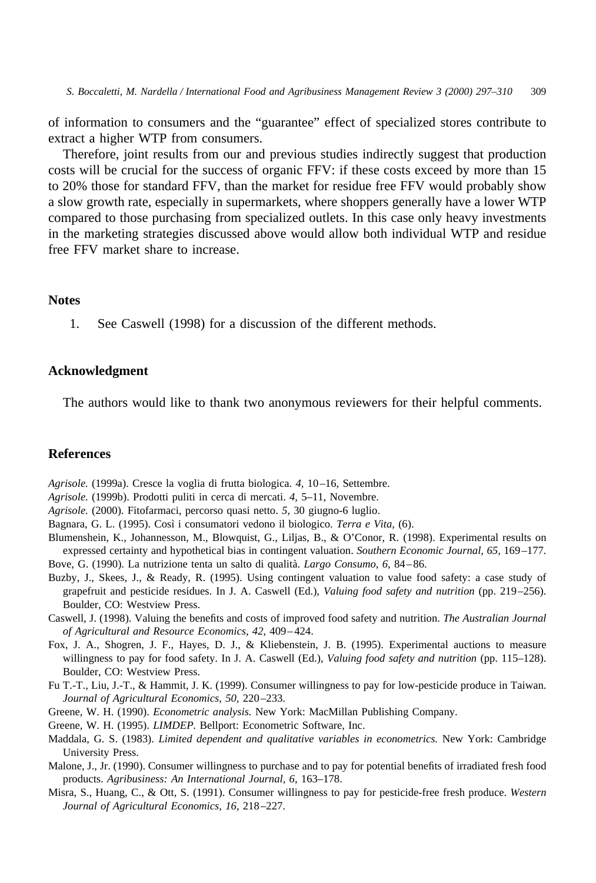of information to consumers and the "guarantee" effect of specialized stores contribute to extract a higher WTP from consumers.

Therefore, joint results from our and previous studies indirectly suggest that production costs will be crucial for the success of organic FFV: if these costs exceed by more than 15 to 20% those for standard FFV, than the market for residue free FFV would probably show a slow growth rate, especially in supermarkets, where shoppers generally have a lower WTP compared to those purchasing from specialized outlets. In this case only heavy investments in the marketing strategies discussed above would allow both individual WTP and residue free FFV market share to increase.

## Notes

1. See Caswell (1998) for a discussion of the different methods.

## Acknowledgment

The authors would like to thank two anonymous reviewers for their helpful comments.

## References

*Agrisole.* (1999a). Cresce la voglia di frutta biologica. *4*, 10–16, Settembre.

*Agrisole.* (1999b). Prodotti puliti in cerca di mercati. *4*, 5–11, Novembre.

*Agrisole.* (2000). Fitofarmaci, percorso quasi netto. *5*, 30 giugno-6 luglio.

Bagnara, G. L. (1995). Così i consumatori vedono il biologico. *Terra e Vita*, (6).

Blumenshein, K., Johannesson, M., Blowquist, G., Liljas, B., & O'Conor, R. (1998). Experimental results on expressed certainty and hypothetical bias in contingent valuation. *Southern Economic Journal, 65*, 169–177.

Bove, G. (1990). La nutrizione tenta un salto di qualità. *Largo Consumo, 6*, 84–86.

Buzby, J., Skees, J., & Ready, R. (1995). Using contingent valuation to value food safety: a case study of grapefruit and pesticide residues. In J. A. Caswell (Ed.), *Valuing food safety and nutrition* (pp. 219–256). Boulder, CO: Westview Press.

Caswell, J. (1998). Valuing the benefits and costs of improved food safety and nutrition. *The Australian Journal of Agricultural and Resource Economics, 42*, 409–424.

Fox, J. A., Shogren, J. F., Hayes, D. J., & Kliebenstein, J. B. (1995). Experimental auctions to measure willingness to pay for food safety. In J. A. Caswell (Ed.), *Valuing food safety and nutrition* (pp. 115–128). Boulder, CO: Westview Press.

Fu T.-T., Liu, J.-T., & Hammit, J. K. (1999). Consumer willingness to pay for low-pesticide produce in Taiwan. *Journal of Agricultural Economics, 50*, 220–233.

Greene, W. H. (1990). *Econometric analysis.* New York: MacMillan Publishing Company.

Greene, W. H. (1995). *LIMDEP.* Bellport: Econometric Software, Inc.

Maddala, G. S. (1983). *Limited dependent and qualitative variables in econometrics.* New York: Cambridge University Press.

Malone, J., Jr. (1990). Consumer willingness to purchase and to pay for potential benefits of irradiated fresh food products. *Agribusiness: An International Journal, 6*, 163–178.

Misra, S., Huang, C., & Ott, S. (1991). Consumer willingness to pay for pesticide-free fresh produce. *Western Journal of Agricultural Economics, 16*, 218–227.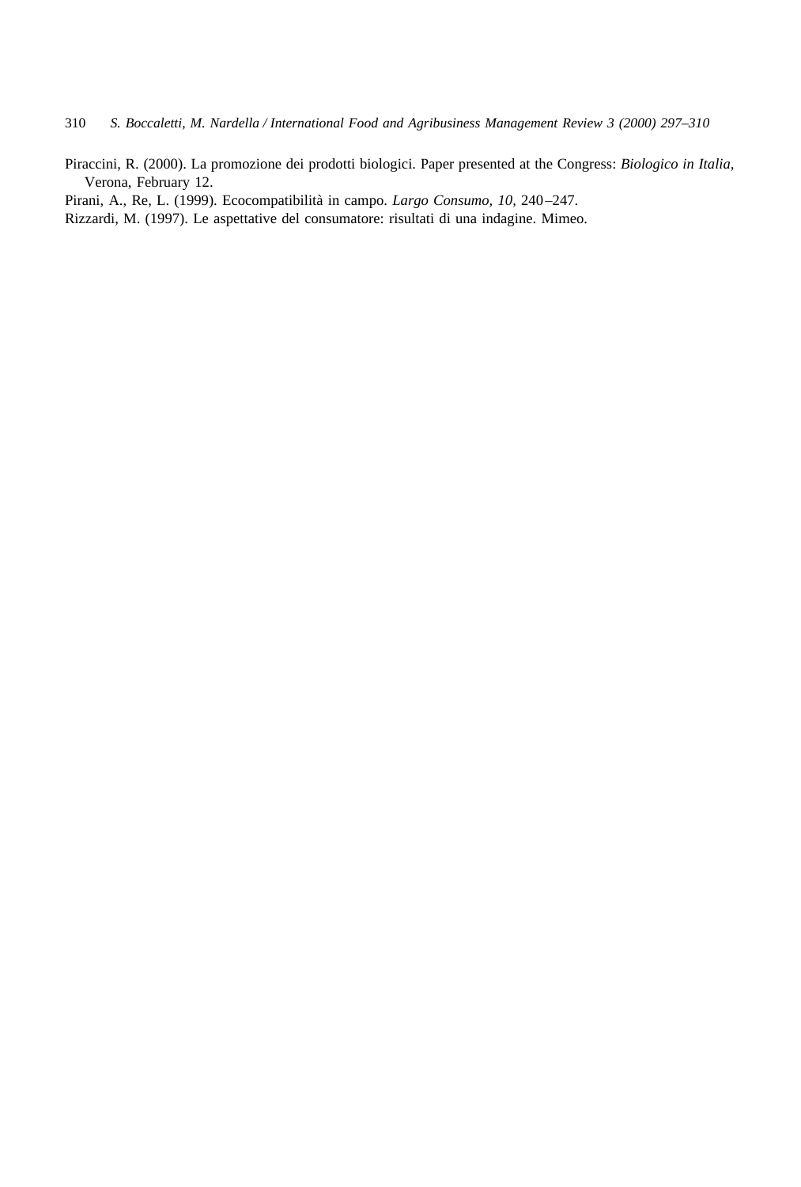Piraccini, R. (2000). La promozione dei prodotti biologici. Paper presented at the Congress: *Biologico in Italia,* Verona, February 12.

Pirani, A., Re, L. (1999). Ecocompatibilità in campo. *Largo Consumo, 10,* 240–247.

Rizzardi, M. (1997). Le aspettative del consumatore: risultati di una indagine. Mimeo.